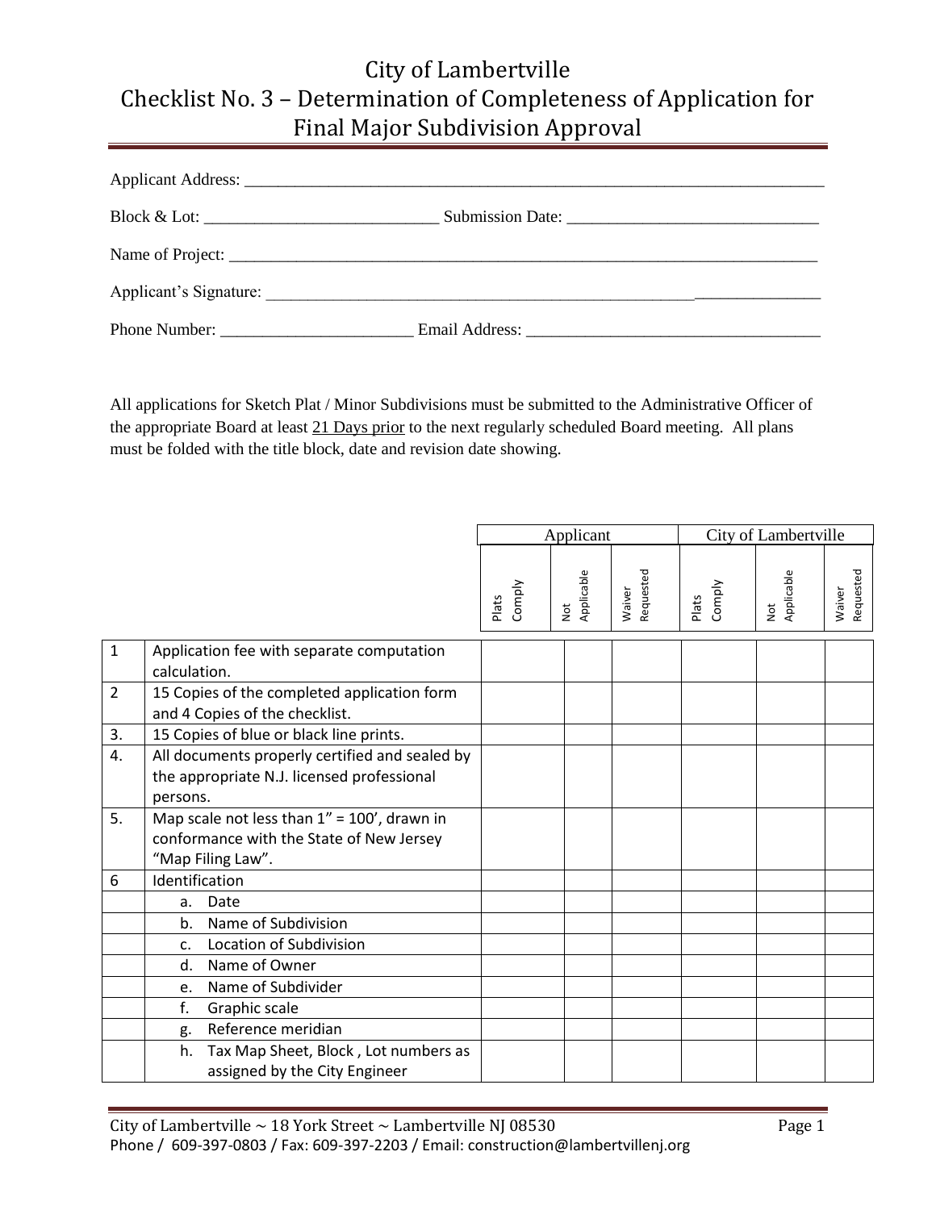# City of Lambertville
# Checklist No. 3 – Determination of Completeness of Application for Final Major Subdivision Approval

Applicant Address: ___________________________________________________________________

Block & Lot: ____________________________ Submission Date: ______________________________

Name of Project: ___________________________________________________________________

Applicant's Signature: _______________________________________________________________

Phone Number: _______________________ Email Address: ___________________________________

All applications for Sketch Plat / Minor Subdivisions must be submitted to the Administrative Officer of the appropriate Board at least 21 Days prior to the next regularly scheduled Board meeting. All plans must be folded with the title block, date and revision date showing.

| | | Applicant | | | City of Lambertville | | |
|---|---|---|---|---|---|---|---|
| | | Plats Comply | Not Applicable | Waiver Requested | Plats Comply | Not Applicable | Waiver Requested |
| 1 | Application fee with separate computation calculation. | | | | | | |
| 2 | 15 Copies of the completed application form and 4 Copies of the checklist. | | | | | | |
| 3. | 15 Copies of blue or black line prints. | | | | | | |
| 4. | All documents properly certified and sealed by the appropriate N.J. licensed professional persons. | | | | | | |
| 5. | Map scale not less than 1" = 100', drawn in conformance with the State of New Jersey "Map Filing Law". | | | | | | |
| 6 | Identification | | | | | | |
| | a. Date | | | | | | |
| | b. Name of Subdivision | | | | | | |
| | c. Location of Subdivision | | | | | | |
| | d. Name of Owner | | | | | | |
| | e. Name of Subdivider | | | | | | |
| | f. Graphic scale | | | | | | |
| | g. Reference meridian | | | | | | |
| | h. Tax Map Sheet, Block , Lot numbers as assigned by the City Engineer | | | | | | |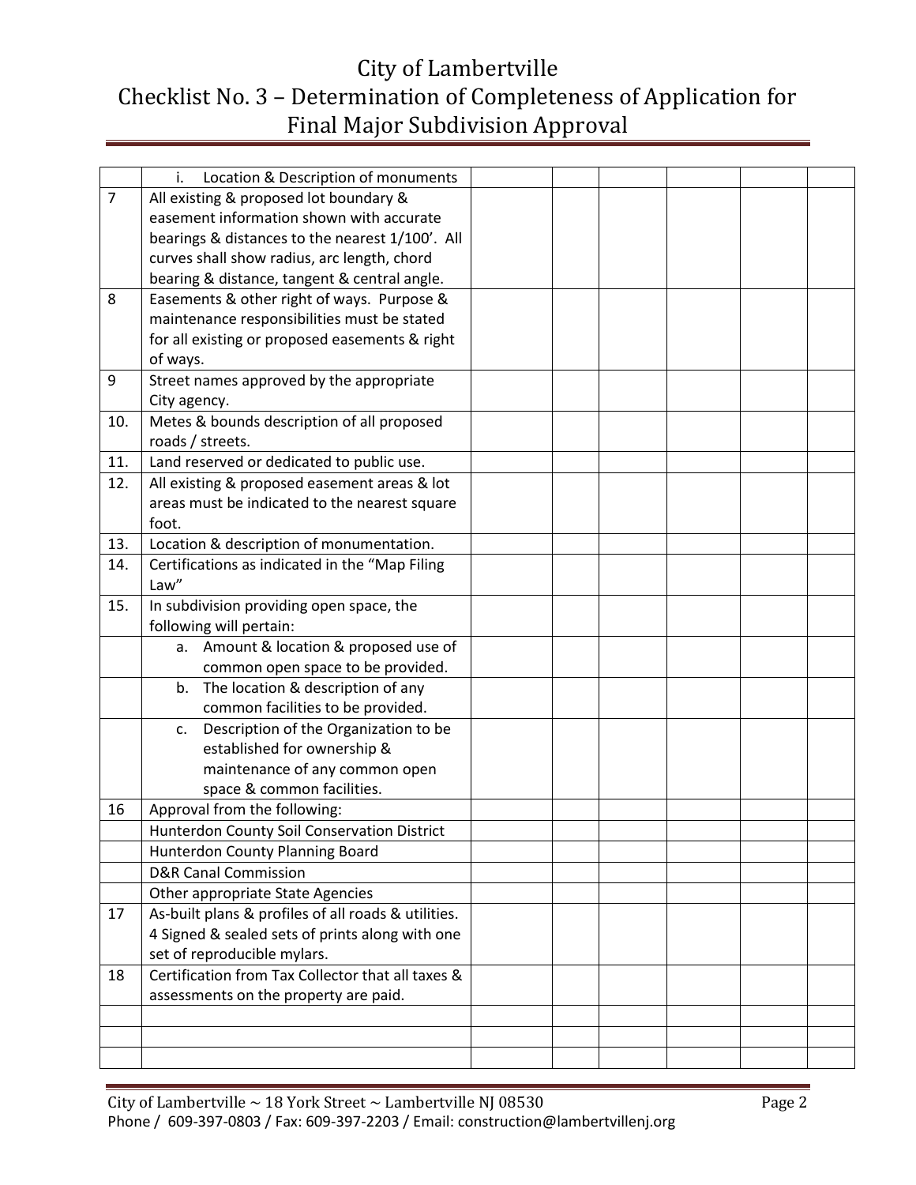# City of Lambertville
# Checklist No. 3 – Determination of Completeness of Application for Final Major Subdivision Approval

| | | | | | | | |
|---|---|---|---|---|---|---|---|
| | i. Location & Description of monuments | | | | | | |
| 7 | All existing & proposed lot boundary & easement information shown with accurate bearings & distances to the nearest 1/100'. All curves shall show radius, arc length, chord bearing & distance, tangent & central angle. | | | | | | |
| 8 | Easements & other right of ways. Purpose & maintenance responsibilities must be stated for all existing or proposed easements & right of ways. | | | | | | |
| 9 | Street names approved by the appropriate City agency. | | | | | | |
| 10. | Metes & bounds description of all proposed roads / streets. | | | | | | |
| 11. | Land reserved or dedicated to public use. | | | | | | |
| 12. | All existing & proposed easement areas & lot areas must be indicated to the nearest square foot. | | | | | | |
| 13. | Location & description of monumentation. | | | | | | |
| 14. | Certifications as indicated in the "Map Filing Law" | | | | | | |
| 15. | In subdivision providing open space, the following will pertain: | | | | | | |
| | a. Amount & location & proposed use of common open space to be provided. | | | | | | |
| | b. The location & description of any common facilities to be provided. | | | | | | |
| | c. Description of the Organization to be established for ownership & maintenance of any common open space & common facilities. | | | | | | |
| 16 | Approval from the following: | | | | | | |
| | Hunterdon County Soil Conservation District | | | | | | |
| | Hunterdon County Planning Board | | | | | | |
| | D&R Canal Commission | | | | | | |
| | Other appropriate State Agencies | | | | | | |
| 17 | As-built plans & profiles of all roads & utilities. 4 Signed & sealed sets of prints along with one set of reproducible mylars. | | | | | | |
| 18 | Certification from Tax Collector that all taxes & assessments on the property are paid. | | | | | | |
| | | | | | | | |
| | | | | | | | |
| | | | | | | | |

City of Lambertville ~ 18 York Street ~ Lambertville NJ 08530
Phone / 609-397-0803 / Fax: 609-397-2203 / Email: construction@lambertvillenj.org